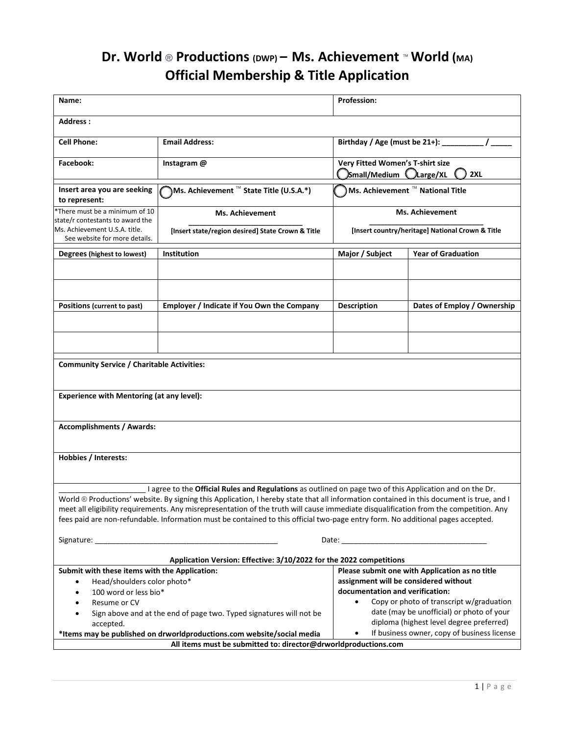# Dr. World ® Productions (DWP) – Ms. Achievement ™ World (MA)
## Official Membership & Title Application

| **Name:** | | **Profession:** | |
|---|---|---|---|
| **Address :** | | | |
| **Cell Phone:** | **Email Address:** | **Birthday / Age (must be 21+):** __________ / _____ | |
| **Facebook:** | **Instagram @** | **Very Fitted Women's T-shirt size** ◯ Small/Medium ◯ Large/XL ◯ 2XL | |
| **Insert area you are seeking to represent:** | ◯ **Ms. Achievement ™ State Title (U.S.A.*)** | ◯ **Ms. Achievement ™ National Title** | |
| *There must be a minimum of 10 state/r contestants to award the Ms. Achievement U.S.A. title. See website for more details. | **Ms. Achievement** ____________________________ **[Insert state/region desired] State Crown & Title** | **Ms. Achievement** ____________________________ **[Insert country/heritage] National Crown & Title** | |
| **Degrees (highest to lowest)** | **Institution** | **Major / Subject** | **Year of Graduation** |
| | | | |
| | | | |
| **Positions (current to past)** | **Employer / Indicate if You Own the Company** | **Description** | **Dates of Employ / Ownership** |
| | | | |
| | | | |

**Community Service / Charitable Activities:**

**Experience with Mentoring (at any level):**

**Accomplishments / Awards:**

**Hobbies / Interests:**

____________________ I agree to the **Official Rules and Regulations** as outlined on page two of this Application and on the Dr. World ® Productions' website. By signing this Application, I hereby state that all information contained in this document is true, and I meet all eligibility requirements. Any misrepresentation of the truth will cause immediate disqualification from the competition. Any fees paid are non-refundable. Information must be contained to this official two-page entry form. No additional pages accepted.

Signature: ____________________________________________ Date: ___________________________________

**Application Version: Effective: 3/10/2022 for the 2022 competitions**

**Submit with these items with the Application:**

- Head/shoulders color photo*
- 100 word or less bio*
- Resume or CV
- Sign above and at the end of page two. Typed signatures will not be accepted.

***Items may be published on drworldproductions.com website/social media**

**Please submit one with Application as no title assignment will be considered without documentation and verification:**

- Copy or photo of transcript w/graduation date (may be unofficial) or photo of your diploma (highest level degree preferred)
- If business owner, copy of business license

**All items must be submitted to: director@drworldproductions.com**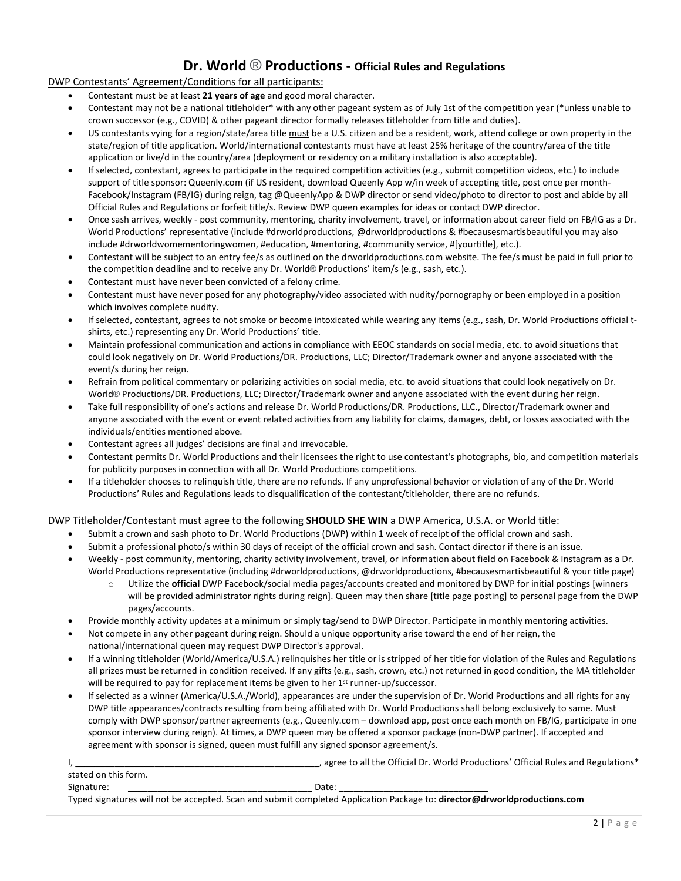# Dr. World ® Productions - Official Rules and Regulations

DWP Contestants' Agreement/Conditions for all participants:

- Contestant must be at least **21 years of age** and good moral character.
- Contestant may not be a national titleholder* with any other pageant system as of July 1st of the competition year (*unless unable to crown successor (e.g., COVID) & other pageant director formally releases titleholder from title and duties).
- US contestants vying for a region/state/area title must be a U.S. citizen and be a resident, work, attend college or own property in the state/region of title application. World/international contestants must have at least 25% heritage of the country/area of the title application or live/d in the country/area (deployment or residency on a military installation is also acceptable).
- If selected, contestant, agrees to participate in the required competition activities (e.g., submit competition videos, etc.) to include support of title sponsor: Queenly.com (if US resident, download Queenly App w/in week of accepting title, post once per month- Facebook/Instagram (FB/IG) during reign, tag @QueenlyApp & DWP director or send video/photo to director to post and abide by all Official Rules and Regulations or forfeit title/s. Review DWP queen examples for ideas or contact DWP director.
- Once sash arrives, weekly - post community, mentoring, charity involvement, travel, or information about career field on FB/IG as a Dr. World Productions' representative (include #drworldproductions, @drworldproductions & #becausesmartisbeautiful you may also include #drworldwomementoringwomen, #education, #mentoring, #community service, #[yourtitle], etc.).
- Contestant will be subject to an entry fee/s as outlined on the drworldproductions.com website. The fee/s must be paid in full prior to the competition deadline and to receive any Dr. World® Productions' item/s (e.g., sash, etc.).
- Contestant must have never been convicted of a felony crime.
- Contestant must have never posed for any photography/video associated with nudity/pornography or been employed in a position which involves complete nudity.
- If selected, contestant, agrees to not smoke or become intoxicated while wearing any items (e.g., sash, Dr. World Productions official t-shirts, etc.) representing any Dr. World Productions' title.
- Maintain professional communication and actions in compliance with EEOC standards on social media, etc. to avoid situations that could look negatively on Dr. World Productions/DR. Productions, LLC; Director/Trademark owner and anyone associated with the event/s during her reign.
- Refrain from political commentary or polarizing activities on social media, etc. to avoid situations that could look negatively on Dr. World® Productions/DR. Productions, LLC; Director/Trademark owner and anyone associated with the event during her reign.
- Take full responsibility of one's actions and release Dr. World Productions/DR. Productions, LLC., Director/Trademark owner and anyone associated with the event or event related activities from any liability for claims, damages, debt, or losses associated with the individuals/entities mentioned above.
- Contestant agrees all judges' decisions are final and irrevocable.
- Contestant permits Dr. World Productions and their licensees the right to use contestant's photographs, bio, and competition materials for publicity purposes in connection with all Dr. World Productions competitions.
- If a titleholder chooses to relinquish title, there are no refunds. If any unprofessional behavior or violation of any of the Dr. World Productions' Rules and Regulations leads to disqualification of the contestant/titleholder, there are no refunds.

DWP Titleholder/Contestant must agree to the following **SHOULD SHE WIN** a DWP America, U.S.A. or World title:

- Submit a crown and sash photo to Dr. World Productions (DWP) within 1 week of receipt of the official crown and sash.
- Submit a professional photo/s within 30 days of receipt of the official crown and sash. Contact director if there is an issue.
- Weekly - post community, mentoring, charity activity involvement, travel, or information about field on Facebook & Instagram as a Dr. World Productions representative (including #drworldproductions, @drworldproductions, #becausesmartisbeautiful & your title page)
  - Utilize the **official** DWP Facebook/social media pages/accounts created and monitored by DWP for initial postings [winners will be provided administrator rights during reign]. Queen may then share [title page posting] to personal page from the DWP pages/accounts.
- Provide monthly activity updates at a minimum or simply tag/send to DWP Director. Participate in monthly mentoring activities.
- Not compete in any other pageant during reign. Should a unique opportunity arise toward the end of her reign, the national/international queen may request DWP Director's approval.
- If a winning titleholder (World/America/U.S.A.) relinquishes her title or is stripped of her title for violation of the Rules and Regulations all prizes must be returned in condition received. If any gifts (e.g., sash, crown, etc.) not returned in good condition, the MA titleholder will be required to pay for replacement items be given to her 1st runner-up/successor.
- If selected as a winner (America/U.S.A./World), appearances are under the supervision of Dr. World Productions and all rights for any DWP title appearances/contracts resulting from being affiliated with Dr. World Productions shall belong exclusively to same. Must comply with DWP sponsor/partner agreements (e.g., Queenly.com – download app, post once each month on FB/IG, participate in one sponsor interview during reign). At times, a DWP queen may be offered a sponsor package (non-DWP partner). If accepted and agreement with sponsor is signed, queen must fulfill any signed sponsor agreement/s.

I, __________________________________________________, agree to all the Official Dr. World Productions' Official Rules and Regulations* stated on this form.

Signature: ____________________________________ Date: _____________________________

Typed signatures will not be accepted. Scan and submit completed Application Package to: **director@drworldproductions.com**